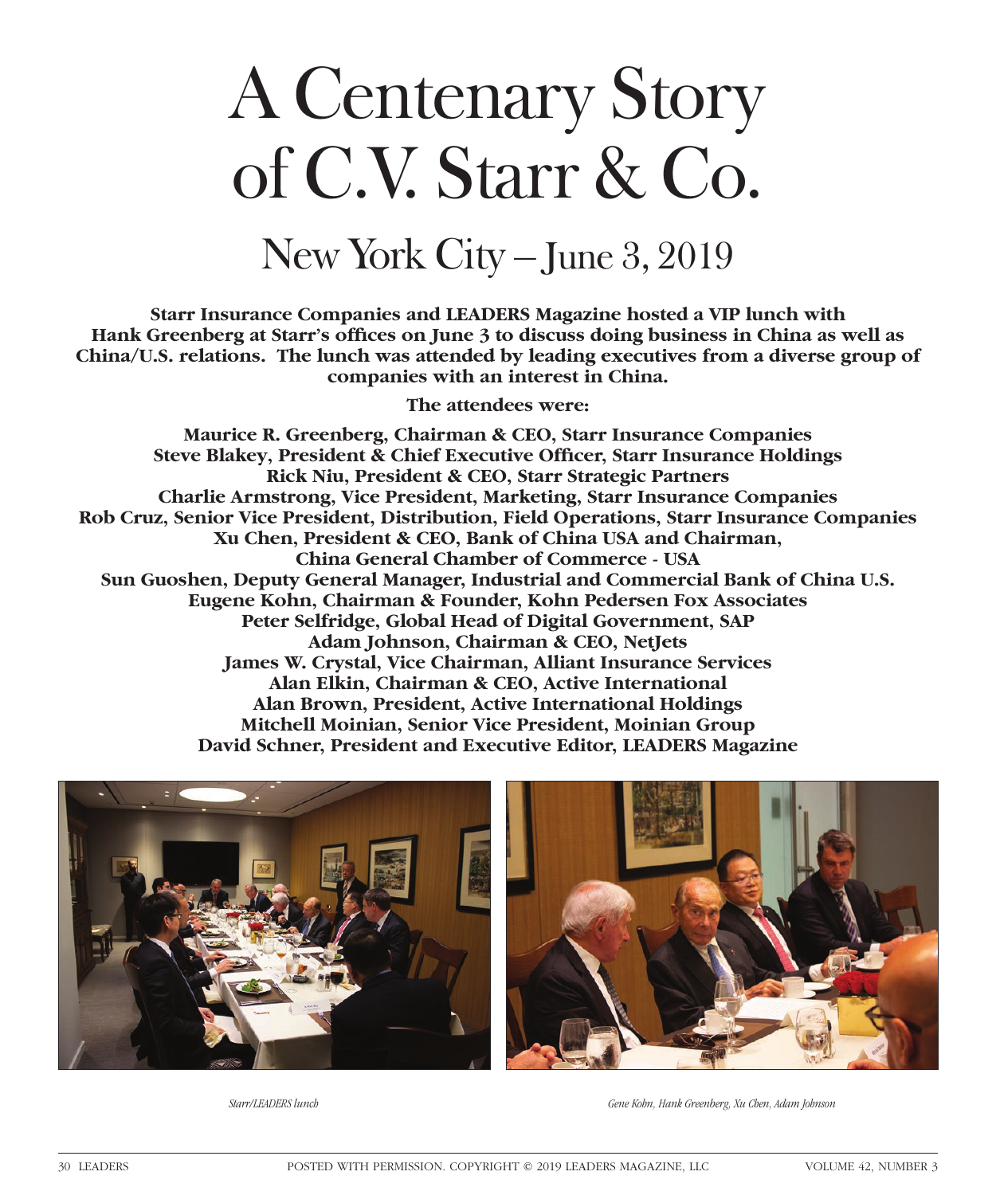# A Centenary Story of C.V. Starr & Co.

## New York City – June 3, 2019

**Starr Insurance Companies and LEADERS Magazine hosted a VIP lunch with Hank Greenberg at Starr's offices on June 3 to discuss doing business in China as well as China/U.S. relations. The lunch was attended by leading executives from a diverse group of companies with an interest in China.**

**The attendees were:**

**Maurice R. Greenberg, Chairman & CEO, Starr Insurance Companies**
**Steve Blakey, President & Chief Executive Officer, Starr Insurance Holdings**
**Rick Niu, President & CEO, Starr Strategic Partners**
**Charlie Armstrong, Vice President, Marketing, Starr Insurance Companies**
**Rob Cruz, Senior Vice President, Distribution, Field Operations, Starr Insurance Companies**
**Xu Chen, President & CEO, Bank of China USA and Chairman, China General Chamber of Commerce - USA**
**Sun Guoshen, Deputy General Manager, Industrial and Commercial Bank of China U.S.**
**Eugene Kohn, Chairman & Founder, Kohn Pedersen Fox Associates**
**Peter Selfridge, Global Head of Digital Government, SAP**
**Adam Johnson, Chairman & CEO, NetJets**
**James W. Crystal, Vice Chairman, Alliant Insurance Services**
**Alan Elkin, Chairman & CEO, Active International**
**Alan Brown, President, Active International Holdings**
**Mitchell Moinian, Senior Vice President, Moinian Group**
**David Schner, President and Executive Editor, LEADERS Magazine**

*Starr/LEADERS lunch*

*Gene Kohn, Hank Greenberg, Xu Chen, Adam Johnson*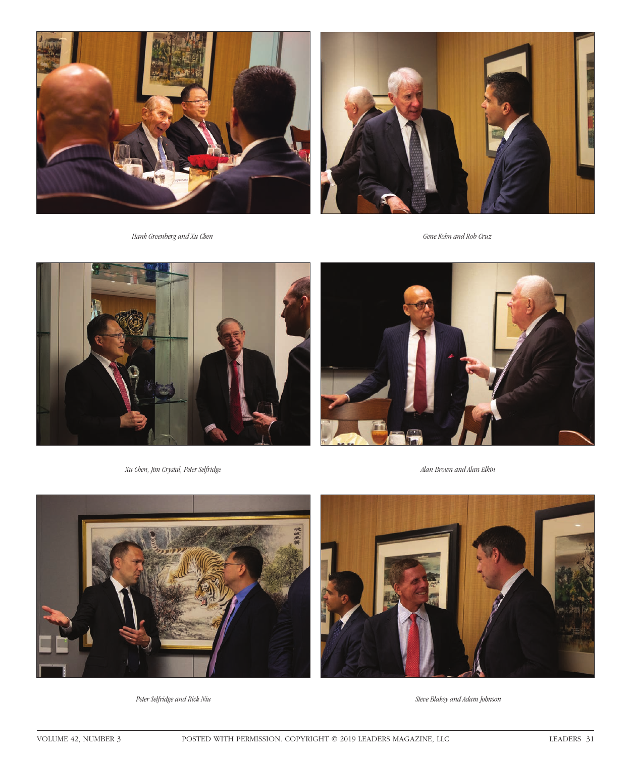*Hank Greenberg and Xu Chen*

*Gene Kohn and Rob Cruz*

*Xu Chen, Jim Crystal, Peter Selfridge*

*Alan Brown and Alan Elkin*

*Peter Selfridge and Rick Niu*

*Steve Blakey and Adam Johnson*

POSTED WITH PERMISSION. COPYRIGHT © 2019 LEADERS MAGAZINE, LLC